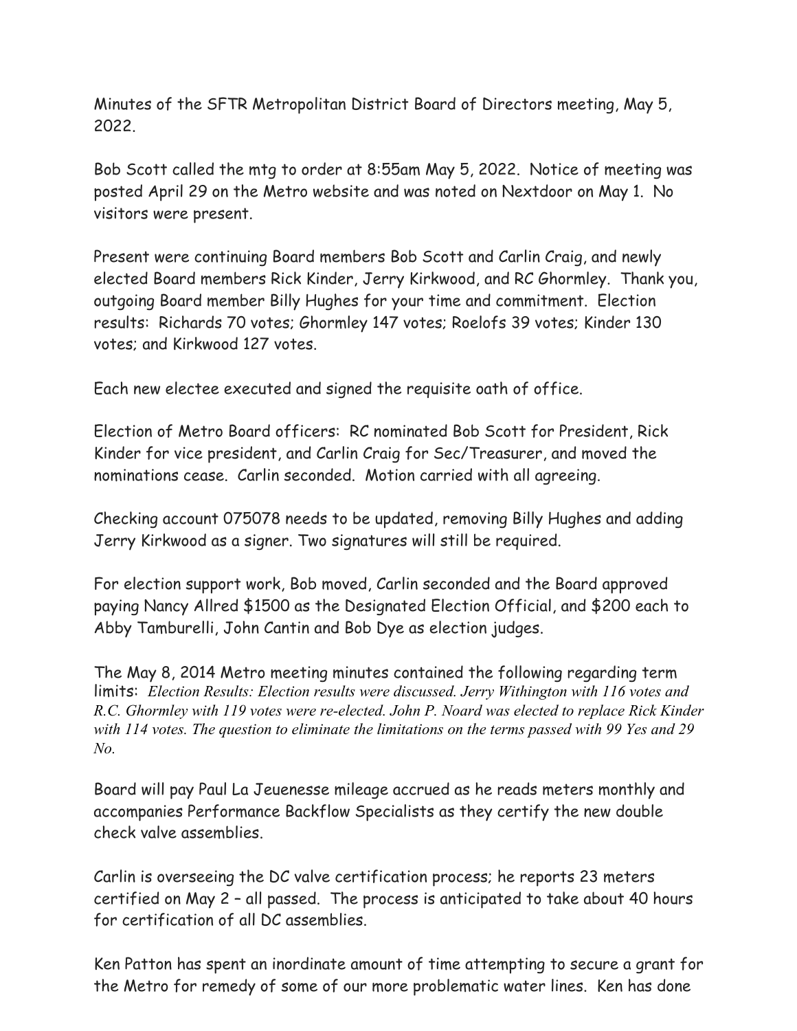Minutes of the SFTR Metropolitan District Board of Directors meeting, May 5, 2022.

Bob Scott called the mtg to order at 8:55am May 5, 2022. Notice of meeting was posted April 29 on the Metro website and was noted on Nextdoor on May 1. No visitors were present.

Present were continuing Board members Bob Scott and Carlin Craig, and newly elected Board members Rick Kinder, Jerry Kirkwood, and RC Ghormley. Thank you, outgoing Board member Billy Hughes for your time and commitment. Election results: Richards 70 votes; Ghormley 147 votes; Roelofs 39 votes; Kinder 130 votes; and Kirkwood 127 votes.

Each new electee executed and signed the requisite oath of office.

Election of Metro Board officers: RC nominated Bob Scott for President, Rick Kinder for vice president, and Carlin Craig for Sec/Treasurer, and moved the nominations cease. Carlin seconded. Motion carried with all agreeing.

Checking account 075078 needs to be updated, removing Billy Hughes and adding Jerry Kirkwood as a signer. Two signatures will still be required.

For election support work, Bob moved, Carlin seconded and the Board approved paying Nancy Allred $1500 as the Designated Election Official, and $200 each to Abby Tamburelli, John Cantin and Bob Dye as election judges.

The May 8, 2014 Metro meeting minutes contained the following regarding term limits: *Election Results: Election results were discussed. Jerry Withington with 116 votes and R.C. Ghormley with 119 votes were re-elected. John P. Noard was elected to replace Rick Kinder with 114 votes. The question to eliminate the limitations on the terms passed with 99 Yes and 29 No.*

Board will pay Paul La Jeuenesse mileage accrued as he reads meters monthly and accompanies Performance Backflow Specialists as they certify the new double check valve assemblies.

Carlin is overseeing the DC valve certification process; he reports 23 meters certified on May 2 – all passed. The process is anticipated to take about 40 hours for certification of all DC assemblies.

Ken Patton has spent an inordinate amount of time attempting to secure a grant for the Metro for remedy of some of our more problematic water lines. Ken has done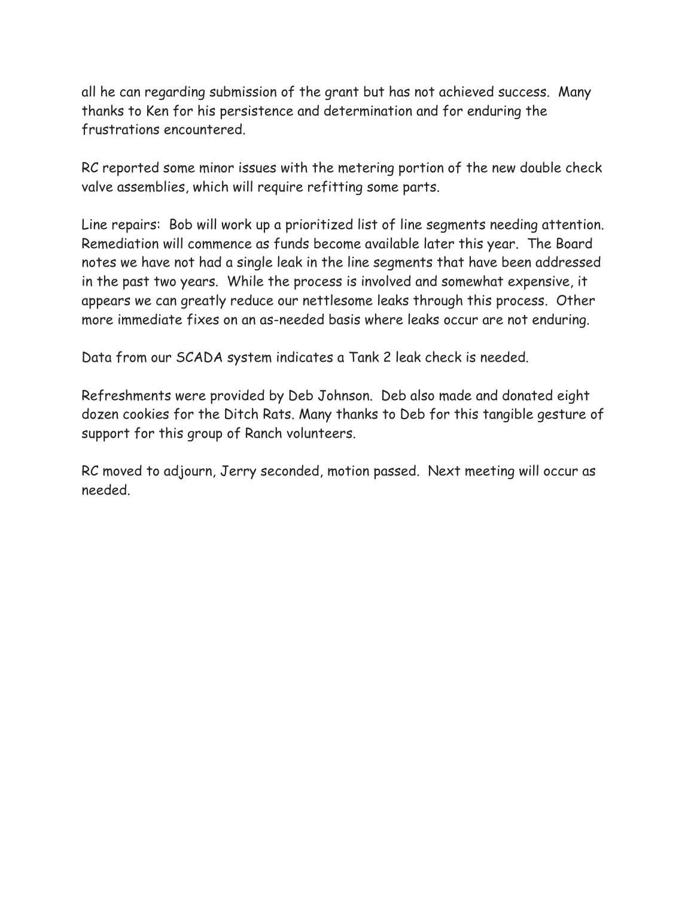all he can regarding submission of the grant but has not achieved success. Many thanks to Ken for his persistence and determination and for enduring the frustrations encountered.

RC reported some minor issues with the metering portion of the new double check valve assemblies, which will require refitting some parts.

Line repairs: Bob will work up a prioritized list of line segments needing attention. Remediation will commence as funds become available later this year. The Board notes we have not had a single leak in the line segments that have been addressed in the past two years. While the process is involved and somewhat expensive, it appears we can greatly reduce our nettlesome leaks through this process. Other more immediate fixes on an as-needed basis where leaks occur are not enduring.

Data from our SCADA system indicates a Tank 2 leak check is needed.

Refreshments were provided by Deb Johnson. Deb also made and donated eight dozen cookies for the Ditch Rats. Many thanks to Deb for this tangible gesture of support for this group of Ranch volunteers.

RC moved to adjourn, Jerry seconded, motion passed. Next meeting will occur as needed.